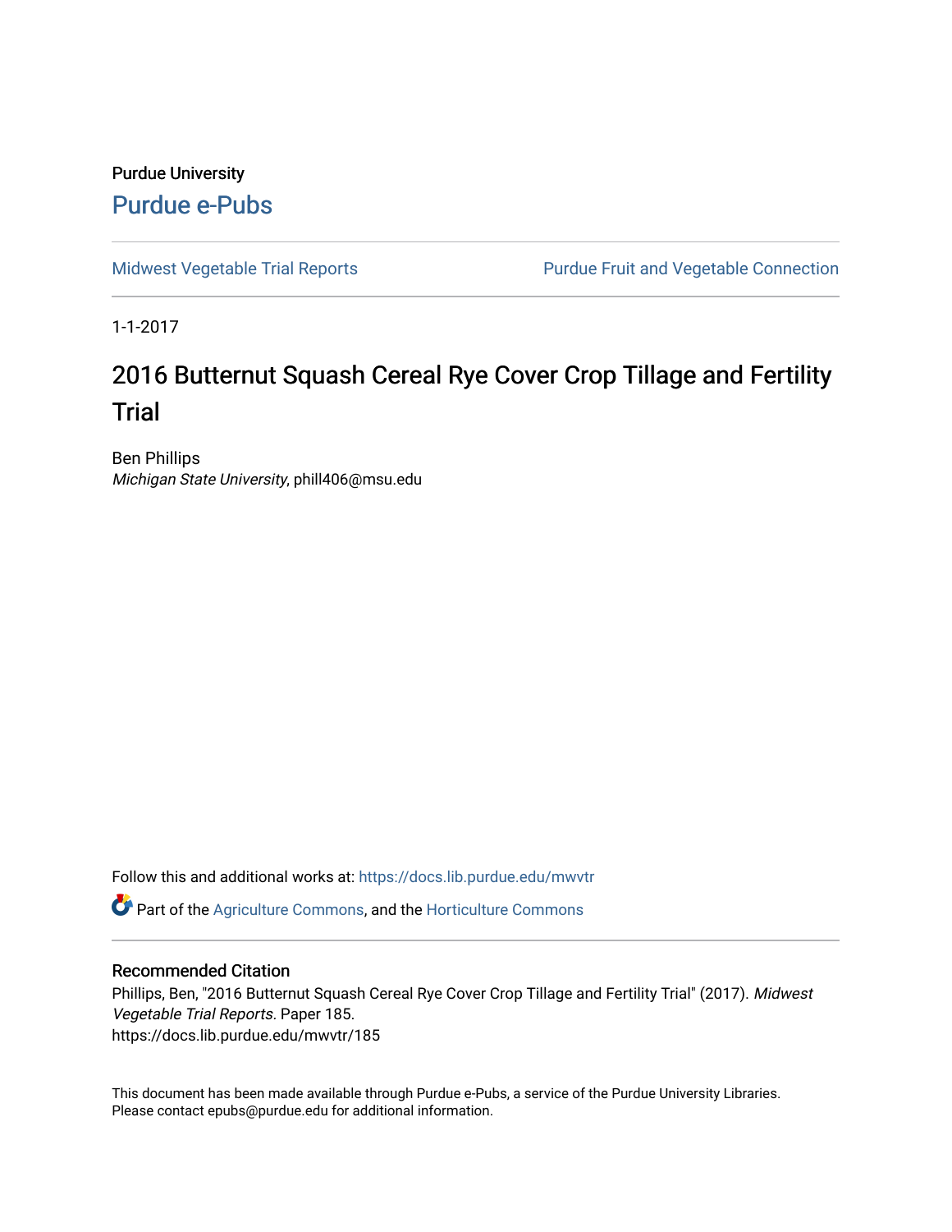Purdue University

# Purdue e-Pubs

Midwest Vegetable Trial Reports

Purdue Fruit and Vegetable Connection

1-1-2017

## 2016 Butternut Squash Cereal Rye Cover Crop Tillage and Fertility Trial

Ben Phillips
*Michigan State University*, phill406@msu.edu

Follow this and additional works at: https://docs.lib.purdue.edu/mwvtr

Part of the Agriculture Commons, and the Horticulture Commons

### Recommended Citation

Phillips, Ben, "2016 Butternut Squash Cereal Rye Cover Crop Tillage and Fertility Trial" (2017). *Midwest Vegetable Trial Reports*. Paper 185.
https://docs.lib.purdue.edu/mwvtr/185

This document has been made available through Purdue e-Pubs, a service of the Purdue University Libraries. Please contact epubs@purdue.edu for additional information.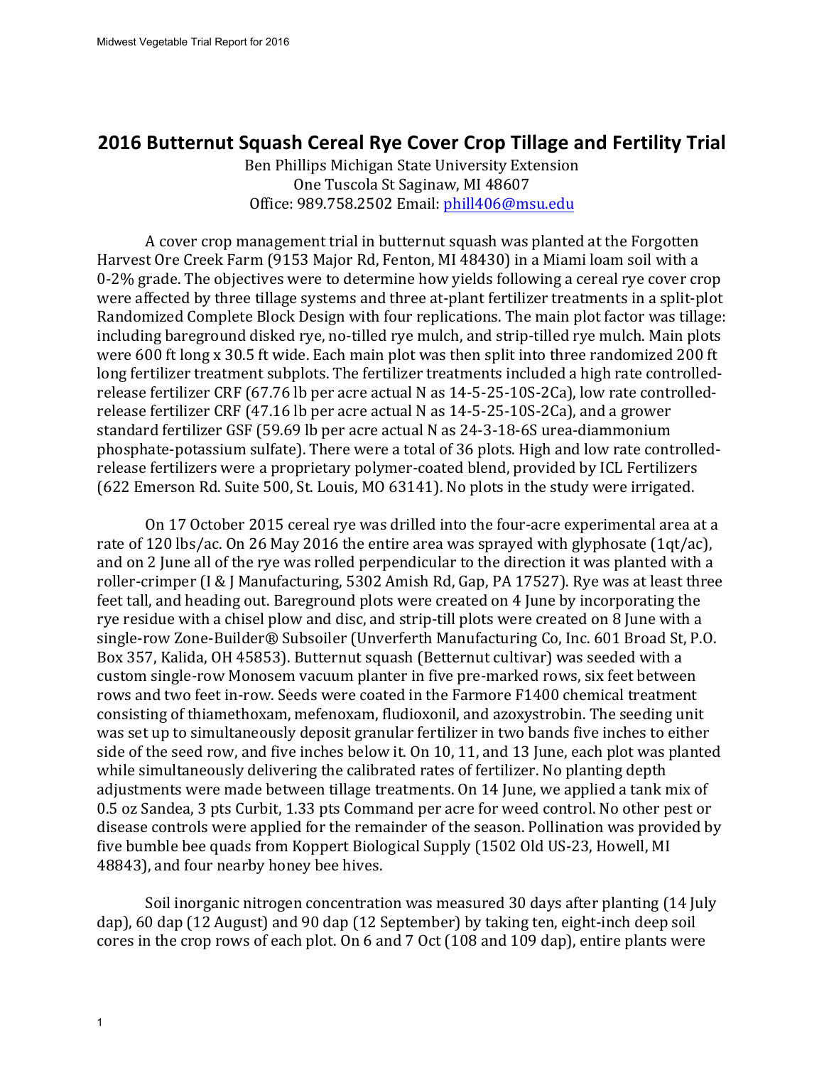# 2016 Butternut Squash Cereal Rye Cover Crop Tillage and Fertility Trial

Ben Phillips Michigan State University Extension
One Tuscola St Saginaw, MI 48607
Office: 989.758.2502 Email: phill406@msu.edu

A cover crop management trial in butternut squash was planted at the Forgotten Harvest Ore Creek Farm (9153 Major Rd, Fenton, MI 48430) in a Miami loam soil with a 0-2% grade. The objectives were to determine how yields following a cereal rye cover crop were affected by three tillage systems and three at-plant fertilizer treatments in a split-plot Randomized Complete Block Design with four replications. The main plot factor was tillage: including bareground disked rye, no-tilled rye mulch, and strip-tilled rye mulch. Main plots were 600 ft long x 30.5 ft wide. Each main plot was then split into three randomized 200 ft long fertilizer treatment subplots. The fertilizer treatments included a high rate controlled-release fertilizer CRF (67.76 lb per acre actual N as 14-5-25-10S-2Ca), low rate controlled-release fertilizer CRF (47.16 lb per acre actual N as 14-5-25-10S-2Ca), and a grower standard fertilizer GSF (59.69 lb per acre actual N as 24-3-18-6S urea-diammonium phosphate-potassium sulfate). There were a total of 36 plots. High and low rate controlled-release fertilizers were a proprietary polymer-coated blend, provided by ICL Fertilizers (622 Emerson Rd. Suite 500, St. Louis, MO 63141). No plots in the study were irrigated.

On 17 October 2015 cereal rye was drilled into the four-acre experimental area at a rate of 120 lbs/ac. On 26 May 2016 the entire area was sprayed with glyphosate (1qt/ac), and on 2 June all of the rye was rolled perpendicular to the direction it was planted with a roller-crimper (I & J Manufacturing, 5302 Amish Rd, Gap, PA 17527). Rye was at least three feet tall, and heading out. Bareground plots were created on 4 June by incorporating the rye residue with a chisel plow and disc, and strip-till plots were created on 8 June with a single-row Zone-Builder® Subsoiler (Unverferth Manufacturing Co, Inc. 601 Broad St, P.O. Box 357, Kalida, OH 45853). Butternut squash (Betternut cultivar) was seeded with a custom single-row Monosem vacuum planter in five pre-marked rows, six feet between rows and two feet in-row. Seeds were coated in the Farmore F1400 chemical treatment consisting of thiamethoxam, mefenoxam, fludioxonil, and azoxystrobin. The seeding unit was set up to simultaneously deposit granular fertilizer in two bands five inches to either side of the seed row, and five inches below it. On 10, 11, and 13 June, each plot was planted while simultaneously delivering the calibrated rates of fertilizer. No planting depth adjustments were made between tillage treatments. On 14 June, we applied a tank mix of 0.5 oz Sandea, 3 pts Curbit, 1.33 pts Command per acre for weed control. No other pest or disease controls were applied for the remainder of the season. Pollination was provided by five bumble bee quads from Koppert Biological Supply (1502 Old US-23, Howell, MI 48843), and four nearby honey bee hives.

Soil inorganic nitrogen concentration was measured 30 days after planting (14 July dap), 60 dap (12 August) and 90 dap (12 September) by taking ten, eight-inch deep soil cores in the crop rows of each plot. On 6 and 7 Oct (108 and 109 dap), entire plants were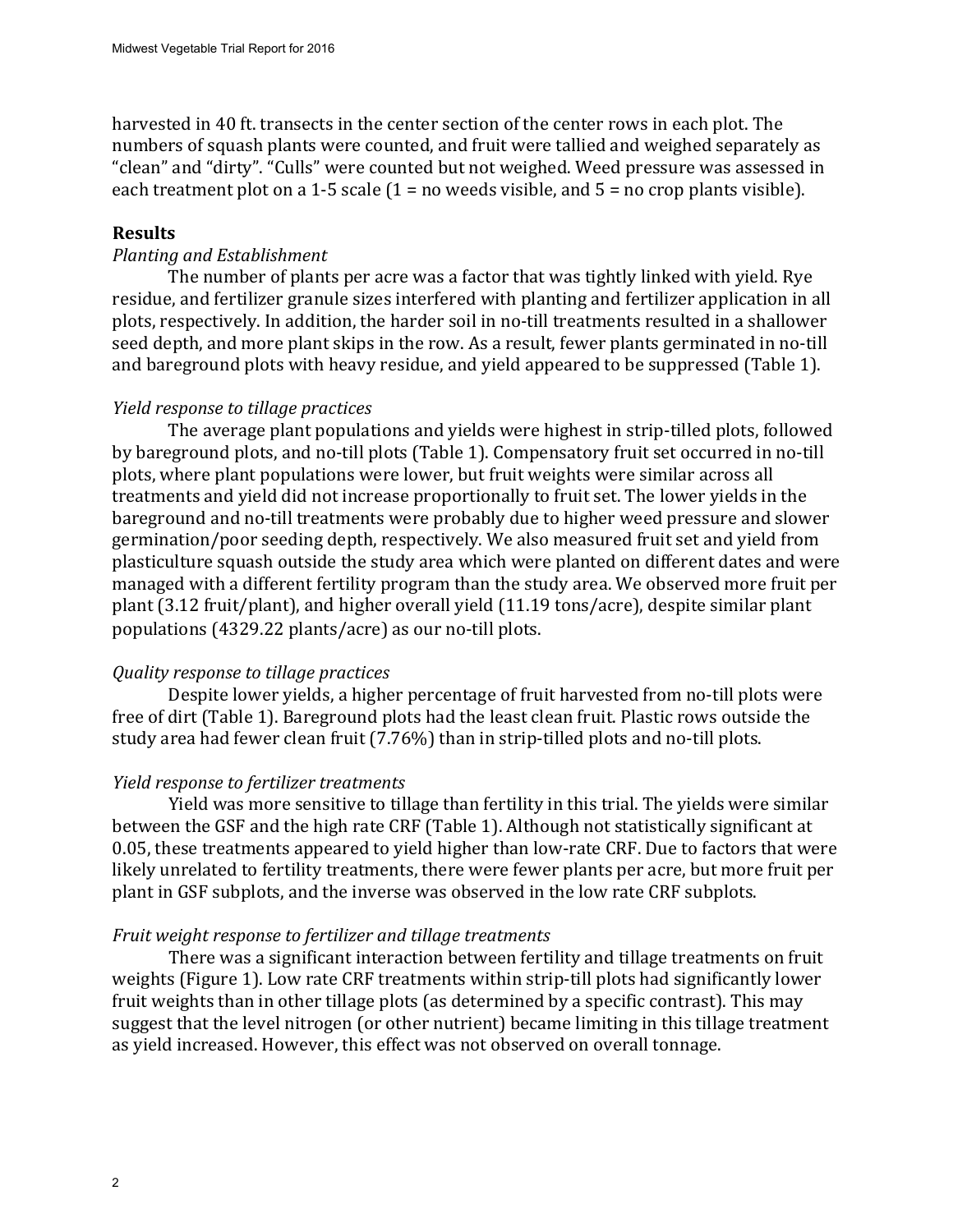harvested in 40 ft. transects in the center section of the center rows in each plot. The numbers of squash plants were counted, and fruit were tallied and weighed separately as "clean" and "dirty". "Culls" were counted but not weighed. Weed pressure was assessed in each treatment plot on a 1-5 scale (1 = no weeds visible, and 5 = no crop plants visible).

## Results

### *Planting and Establishment*

The number of plants per acre was a factor that was tightly linked with yield. Rye residue, and fertilizer granule sizes interfered with planting and fertilizer application in all plots, respectively. In addition, the harder soil in no-till treatments resulted in a shallower seed depth, and more plant skips in the row. As a result, fewer plants germinated in no-till and bareground plots with heavy residue, and yield appeared to be suppressed (Table 1).

### *Yield response to tillage practices*

The average plant populations and yields were highest in strip-tilled plots, followed by bareground plots, and no-till plots (Table 1). Compensatory fruit set occurred in no-till plots, where plant populations were lower, but fruit weights were similar across all treatments and yield did not increase proportionally to fruit set. The lower yields in the bareground and no-till treatments were probably due to higher weed pressure and slower germination/poor seeding depth, respectively. We also measured fruit set and yield from plasticulture squash outside the study area which were planted on different dates and were managed with a different fertility program than the study area. We observed more fruit per plant (3.12 fruit/plant), and higher overall yield (11.19 tons/acre), despite similar plant populations (4329.22 plants/acre) as our no-till plots.

### *Quality response to tillage practices*

Despite lower yields, a higher percentage of fruit harvested from no-till plots were free of dirt (Table 1). Bareground plots had the least clean fruit. Plastic rows outside the study area had fewer clean fruit (7.76%) than in strip-tilled plots and no-till plots.

### *Yield response to fertilizer treatments*

Yield was more sensitive to tillage than fertility in this trial. The yields were similar between the GSF and the high rate CRF (Table 1). Although not statistically significant at 0.05, these treatments appeared to yield higher than low-rate CRF. Due to factors that were likely unrelated to fertility treatments, there were fewer plants per acre, but more fruit per plant in GSF subplots, and the inverse was observed in the low rate CRF subplots.

### *Fruit weight response to fertilizer and tillage treatments*

There was a significant interaction between fertility and tillage treatments on fruit weights (Figure 1). Low rate CRF treatments within strip-till plots had significantly lower fruit weights than in other tillage plots (as determined by a specific contrast). This may suggest that the level nitrogen (or other nutrient) became limiting in this tillage treatment as yield increased. However, this effect was not observed on overall tonnage.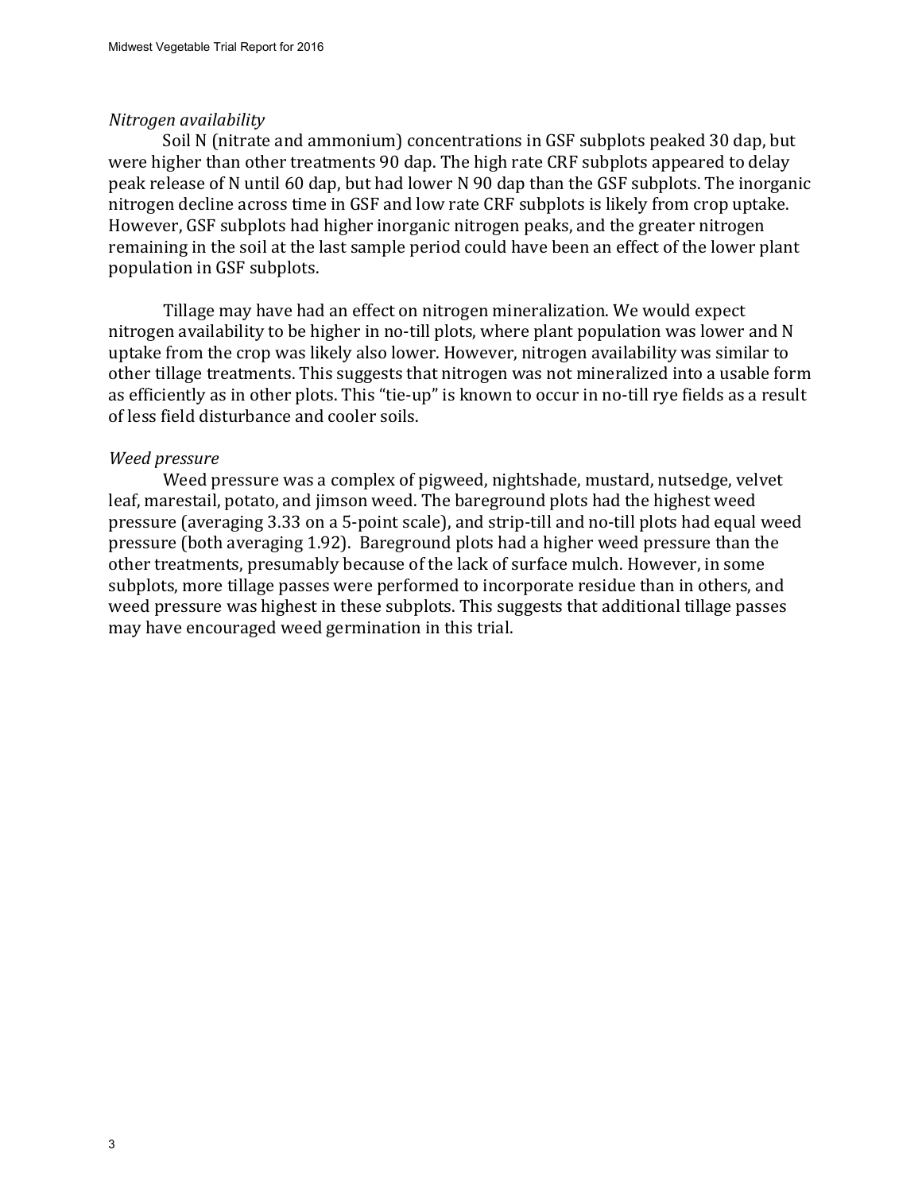*Nitrogen availability*

Soil N (nitrate and ammonium) concentrations in GSF subplots peaked 30 dap, but were higher than other treatments 90 dap. The high rate CRF subplots appeared to delay peak release of N until 60 dap, but had lower N 90 dap than the GSF subplots. The inorganic nitrogen decline across time in GSF and low rate CRF subplots is likely from crop uptake. However, GSF subplots had higher inorganic nitrogen peaks, and the greater nitrogen remaining in the soil at the last sample period could have been an effect of the lower plant population in GSF subplots.

Tillage may have had an effect on nitrogen mineralization. We would expect nitrogen availability to be higher in no-till plots, where plant population was lower and N uptake from the crop was likely also lower. However, nitrogen availability was similar to other tillage treatments. This suggests that nitrogen was not mineralized into a usable form as efficiently as in other plots. This "tie-up" is known to occur in no-till rye fields as a result of less field disturbance and cooler soils.

*Weed pressure*

Weed pressure was a complex of pigweed, nightshade, mustard, nutsedge, velvet leaf, marestail, potato, and jimson weed. The bareground plots had the highest weed pressure (averaging 3.33 on a 5-point scale), and strip-till and no-till plots had equal weed pressure (both averaging 1.92). Bareground plots had a higher weed pressure than the other treatments, presumably because of the lack of surface mulch. However, in some subplots, more tillage passes were performed to incorporate residue than in others, and weed pressure was highest in these subplots. This suggests that additional tillage passes may have encouraged weed germination in this trial.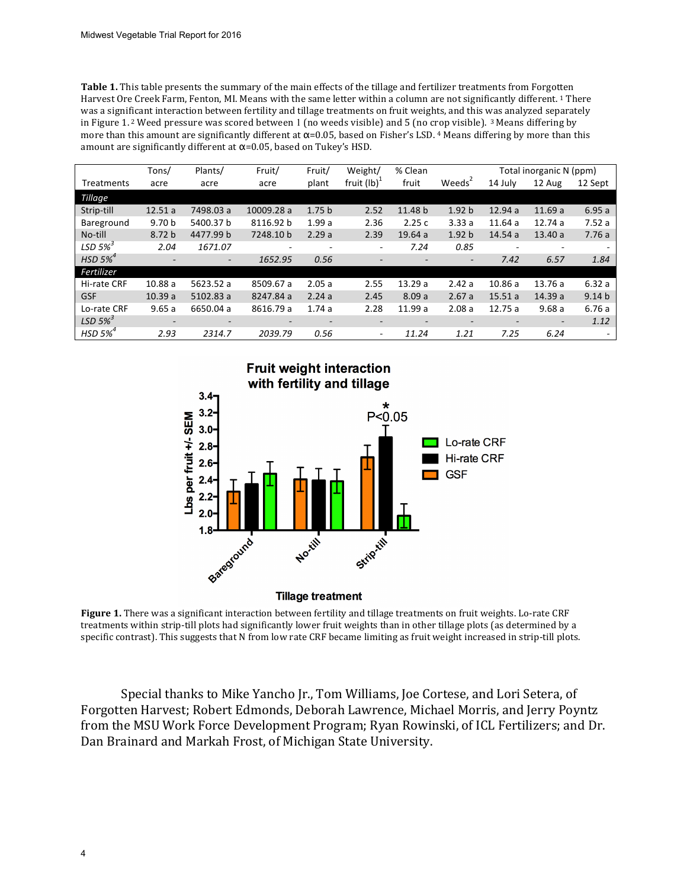**Table 1.** This table presents the summary of the main effects of the tillage and fertilizer treatments from Forgotten Harvest Ore Creek Farm, Fenton, MI. Means with the same letter within a column are not significantly different. [1] There was a significant interaction between fertility and tillage treatments on fruit weights, and this was analyzed separately in Figure 1. [2] Weed pressure was scored between 1 (no weeds visible) and 5 (no crop visible). [3] Means differing by more than this amount are significantly different at α=0.05, based on Fisher's LSD. [4] Means differing by more than this amount are significantly different at α=0.05, based on Tukey's HSD.

| Treatments | Tons/ acre | Plants/ acre | Fruit/ acre | Fruit/ plant | Weight/ fruit (lb)[1] | % Clean fruit | Weeds[2] | Total inorganic N (ppm) 14 July | 12 Aug | 12 Sept |
|---|---|---|---|---|---|---|---|---|---|---|
| *Tillage* | | | | | | | | | | |
| Strip-till | 12.51 a | 7498.03 a | 10009.28 a | 1.75 b | 2.52 | 11.48 b | 1.92 b | 12.94 a | 11.69 a | 6.95 a |
| Bareground | 9.70 b | 5400.37 b | 8116.92 b | 1.99 a | 2.36 | 2.25 c | 3.33 a | 11.64 a | 12.74 a | 7.52 a |
| No-till | 8.72 b | 4477.99 b | 7248.10 b | 2.29 a | 2.39 | 19.64 a | 1.92 b | 14.54 a | 13.40 a | 7.76 a |
| *LSD 5%[3]* | *2.04* | *1671.07* | - | - | - | *7.24* | *0.85* | - | - | - |
| *HSD 5%[4]* | - | - | *1652.95* | *0.56* | - | - | - | *7.42* | *6.57* | *1.84* |
| *Fertilizer* | | | | | | | | | | |
| Hi-rate CRF | 10.88 a | 5623.52 a | 8509.67 a | 2.05 a | 2.55 | 13.29 a | 2.42 a | 10.86 a | 13.76 a | 6.32 a |
| GSF | 10.39 a | 5102.83 a | 8247.84 a | 2.24 a | 2.45 | 8.09 a | 2.67 a | 15.51 a | 14.39 a | 9.14 b |
| Lo-rate CRF | 9.65 a | 6650.04 a | 8616.79 a | 1.74 a | 2.28 | 11.99 a | 2.08 a | 12.75 a | 9.68 a | 6.76 a |
| *LSD 5%[3]* | - | - | - | - | - | - | - | - | - | *1.12* |
| *HSD 5%[4]* | *2.93* | *2314.7* | *2039.79* | *0.56* | - | *11.24* | *1.21* | *7.25* | *6.24* | - |

Fruit weight interaction with fertility and tillage

Lbs per fruit +/- SEM

3.4
3.2
3.0
2.8
2.6
2.4
2.2
2.0
1.8

*
P<0.05

Lo-rate CRF
Hi-rate CRF
GSF

Bareground
No-till
Strip-till

Tillage treatment

**Figure 1.** There was a significant interaction between fertility and tillage treatments on fruit weights. Lo-rate CRF treatments within strip-till plots had significantly lower fruit weights than in other tillage plots (as determined by a specific contrast). This suggests that N from low rate CRF became limiting as fruit weight increased in strip-till plots.

Special thanks to Mike Yancho Jr., Tom Williams, Joe Cortese, and Lori Setera, of Forgotten Harvest; Robert Edmonds, Deborah Lawrence, Michael Morris, and Jerry Poyntz from the MSU Work Force Development Program; Ryan Rowinski, of ICL Fertilizers; and Dr. Dan Brainard and Markah Frost, of Michigan State University.